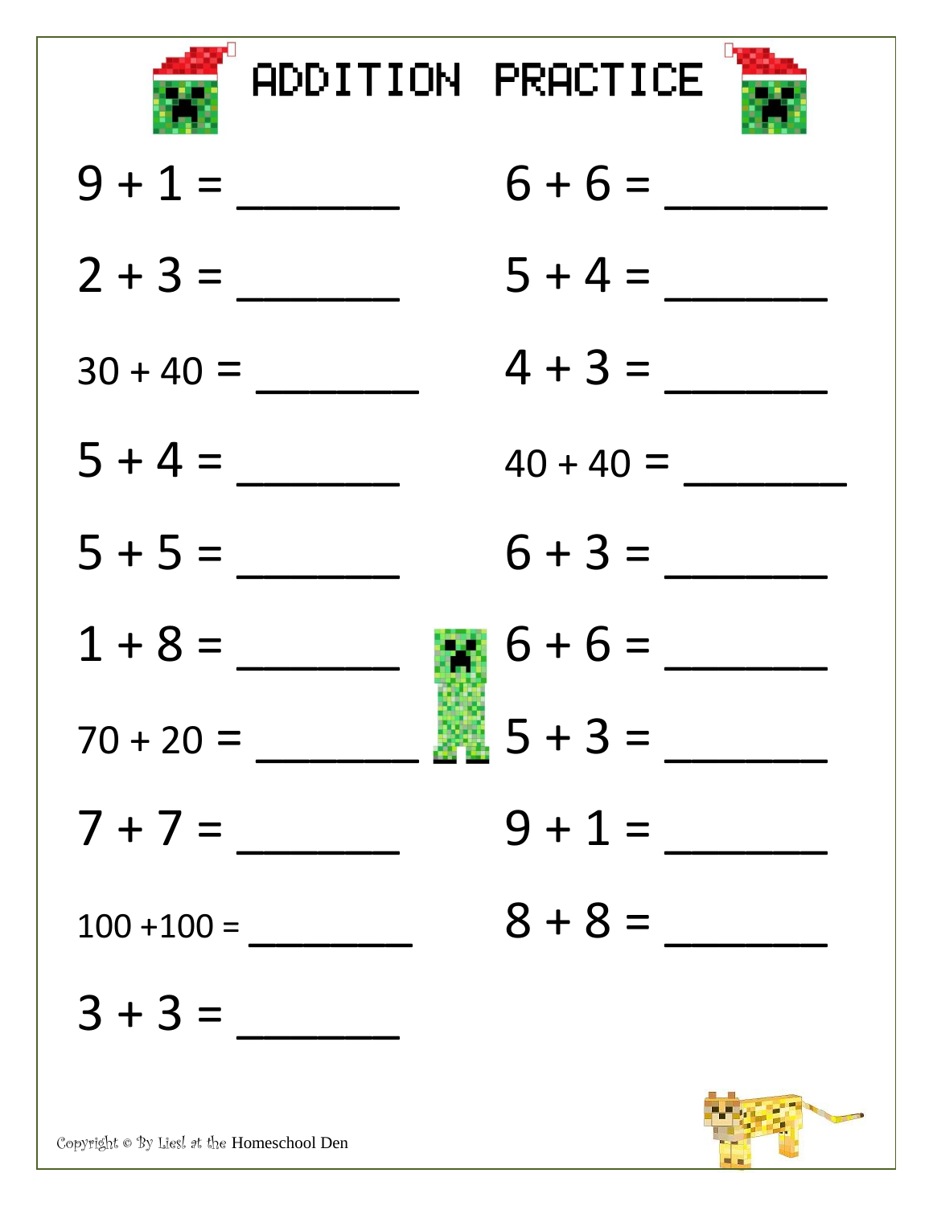# ADDITION PRACTICE

$9 + 1 =$ \_\_\_\_\_\_\_

$2 + 3 =$ \_\_\_\_\_\_\_

$30 + 40 =$ \_\_\_\_\_\_\_

$5 + 4 =$ \_\_\_\_\_\_\_

$5 + 5 =$ \_\_\_\_\_\_\_

$1 + 8 =$ \_\_\_\_\_\_\_

$70 + 20 =$ \_\_\_\_\_\_\_

$7 + 7 =$ \_\_\_\_\_\_\_

$100 + 100 =$ \_\_\_\_\_\_\_

$3 + 3 =$ \_\_\_\_\_\_\_

$6 + 6 =$ \_\_\_\_\_\_\_

$5 + 4 =$ \_\_\_\_\_\_\_

$4 + 3 =$ \_\_\_\_\_\_\_

$40 + 40 =$ \_\_\_\_\_\_\_

$6 + 3 =$ \_\_\_\_\_\_\_

$6 + 6 =$ \_\_\_\_\_\_\_

$5 + 3 =$ \_\_\_\_\_\_\_

$9 + 1 =$ \_\_\_\_\_\_\_

$8 + 8 =$ \_\_\_\_\_\_\_

Copyright © By Liesl at the Homeschool Den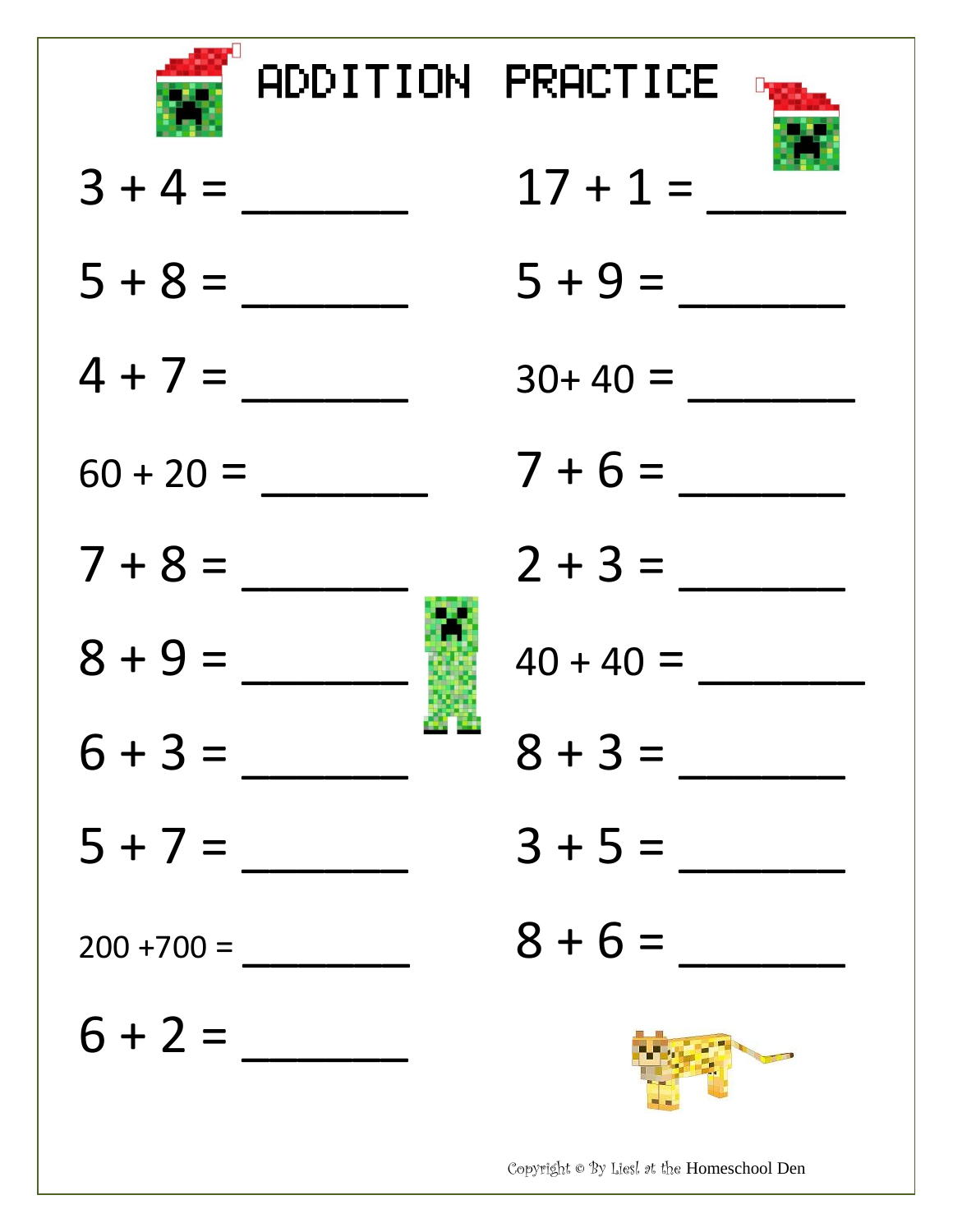# ADDITION PRACTICE

$3 + 4 =$ _______

$5 + 8 =$ _______

$4 + 7 =$ _______

$60 + 20 =$ _______

$7 + 8 =$ _______

$8 + 9 =$ _______

$6 + 3 =$ _______

$5 + 7 =$ _______

$200 + 700 =$ _______

$6 + 2 =$ _______

$17 + 1 =$ _______

$5 + 9 =$ _______

$30 + 40 =$ _______

$7 + 6 =$ _______

$2 + 3 =$ _______

$40 + 40 =$ _______

$8 + 3 =$ _______

$3 + 5 =$ _______

$8 + 6 =$ _______

Copyright © By Liesl at the Homeschool Den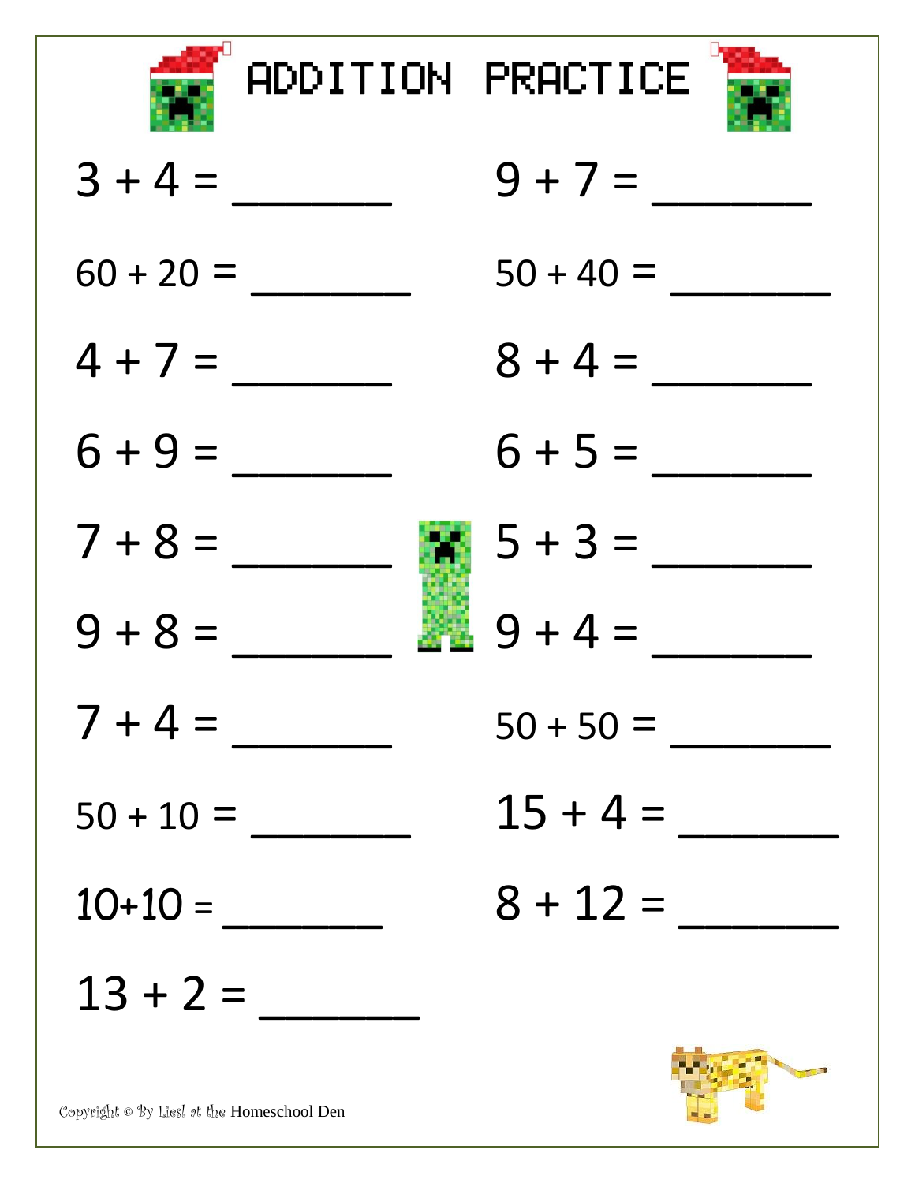# ADDITION PRACTICE

$3 + 4 =$ \_\_\_\_\_\_\_

$9 + 7 =$ \_\_\_\_\_\_\_

$60 + 20 =$ \_\_\_\_\_\_\_

$50 + 40 =$ \_\_\_\_\_\_\_

$4 + 7 =$ \_\_\_\_\_\_\_

$8 + 4 =$ \_\_\_\_\_\_\_

$6 + 9 =$ \_\_\_\_\_\_\_

$6 + 5 =$ \_\_\_\_\_\_\_

$7 + 8 =$ \_\_\_\_\_\_\_

$5 + 3 =$ \_\_\_\_\_\_\_

$9 + 8 =$ \_\_\_\_\_\_\_

$9 + 4 =$ \_\_\_\_\_\_\_

$7 + 4 =$ \_\_\_\_\_\_\_

$50 + 50 =$ \_\_\_\_\_\_\_

$50 + 10 =$ \_\_\_\_\_\_\_

$15 + 4 =$ \_\_\_\_\_\_\_

$10+10 =$ \_\_\_\_\_\_\_

$8 + 12 =$ \_\_\_\_\_\_\_

$13 + 2 =$ \_\_\_\_\_\_\_

Copyright © By Liesl at the Homeschool Den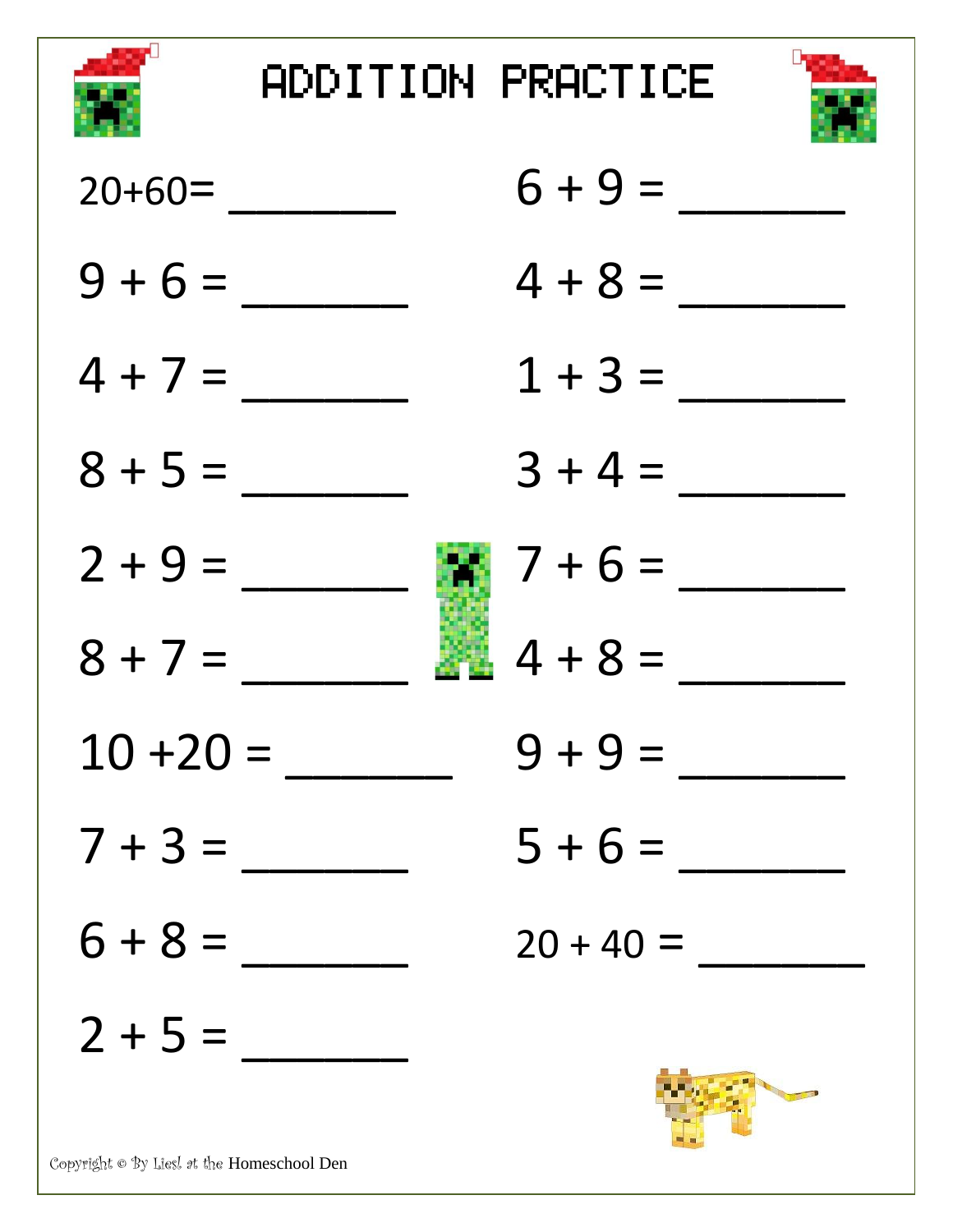# ADDITION PRACTICE

$20+60=$ _______

$9 + 6 =$ _______

$4 + 7 =$ _______

$8 + 5 =$ _______

$2 + 9 =$ _______

$8 + 7 =$ _______

$10 + 20 =$ _______

$7 + 3 =$ _______

$6 + 8 =$ _______

$2 + 5 =$ _______

$6 + 9 =$ _______

$4 + 8 =$ _______

$1 + 3 =$ _______

$3 + 4 =$ _______

$7 + 6 =$ _______

$4 + 8 =$ _______

$9 + 9 =$ _______

$5 + 6 =$ _______

$20 + 40 =$ _______

Copyright © By Liesl at the Homeschool Den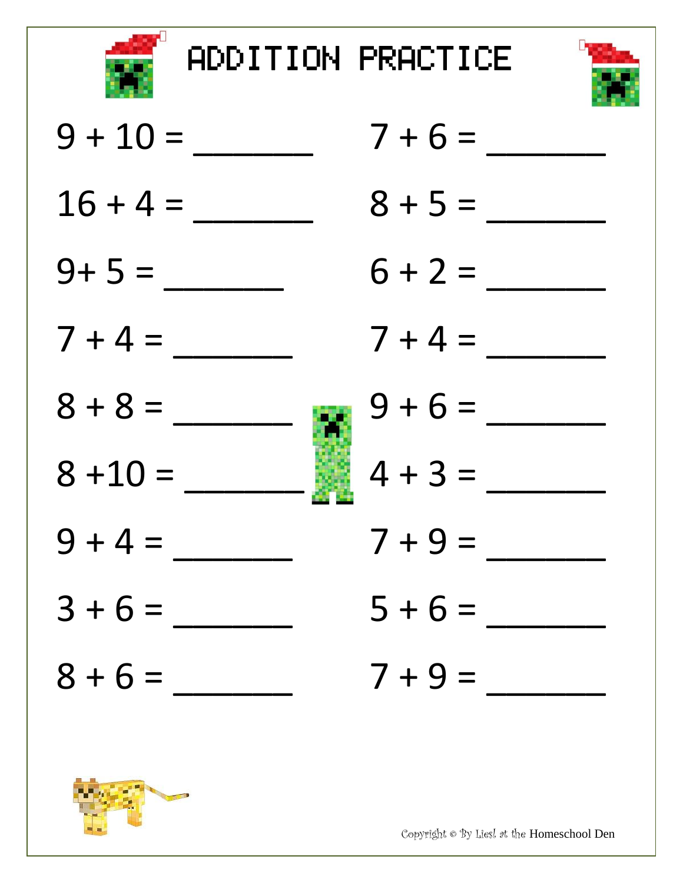# ADDITION PRACTICE

$9 + 10 =$ _______

$16 + 4 =$ _______

$9+ 5 =$ _______

$7 + 4 =$ _______

$8 + 8 =$ _______

$8 +10 =$ _______

$9 + 4 =$ _______

$3 + 6 =$ _______

$8 + 6 =$ _______

$7 + 6 =$ _______

$8 + 5 =$ _______

$6 + 2 =$ _______

$7 + 4 =$ _______

$9 + 6 =$ _______

$4 + 3 =$ _______

$7 + 9 =$ _______

$5 + 6 =$ _______

$7 + 9 =$ _______

Copyright © By Liesl at the Homeschool Den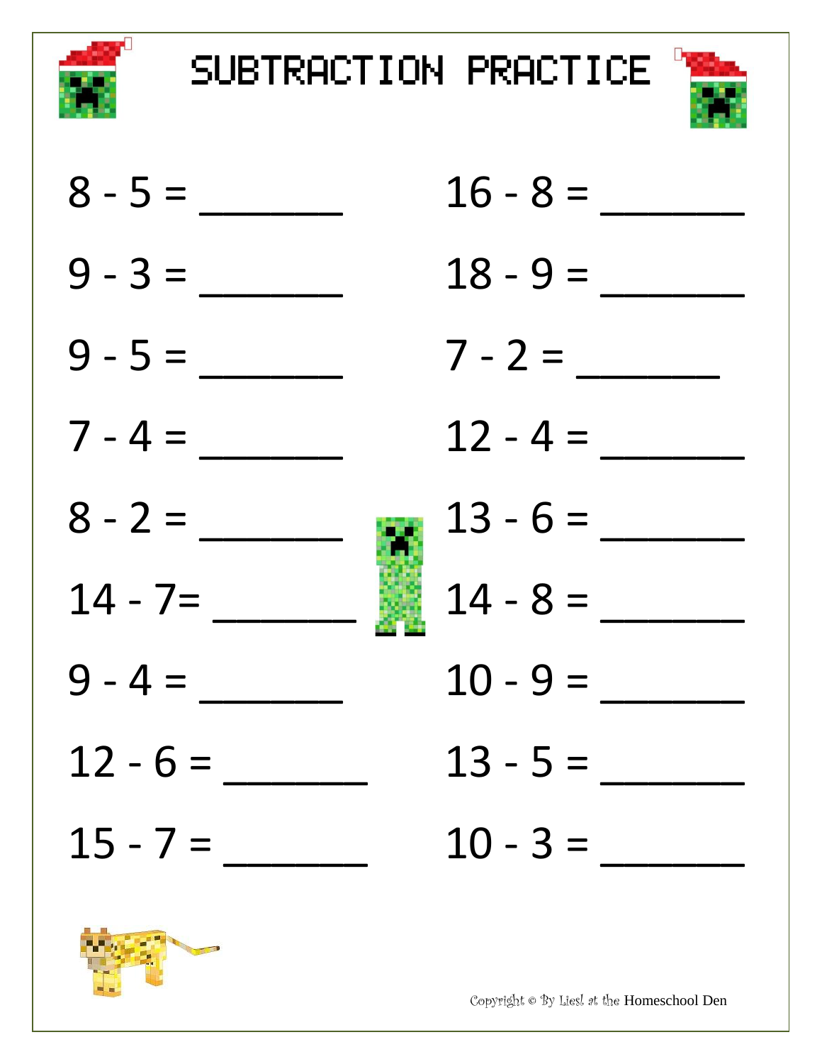# SUBTRACTION PRACTICE

8 - 5 = ______

9 - 3 = ______

9 - 5 = ______

7 - 4 = ______

8 - 2 = ______

14 - 7= ______

9 - 4 = ______

12 - 6 = ______

15 - 7 = ______

16 - 8 = ______

18 - 9 = ______

7 - 2 = ______

12 - 4 = ______

13 - 6 = ______

14 - 8 = ______

10 - 9 = ______

13 - 5 = ______

10 - 3 = ______

Copyright © By Liesl at the Homeschool Den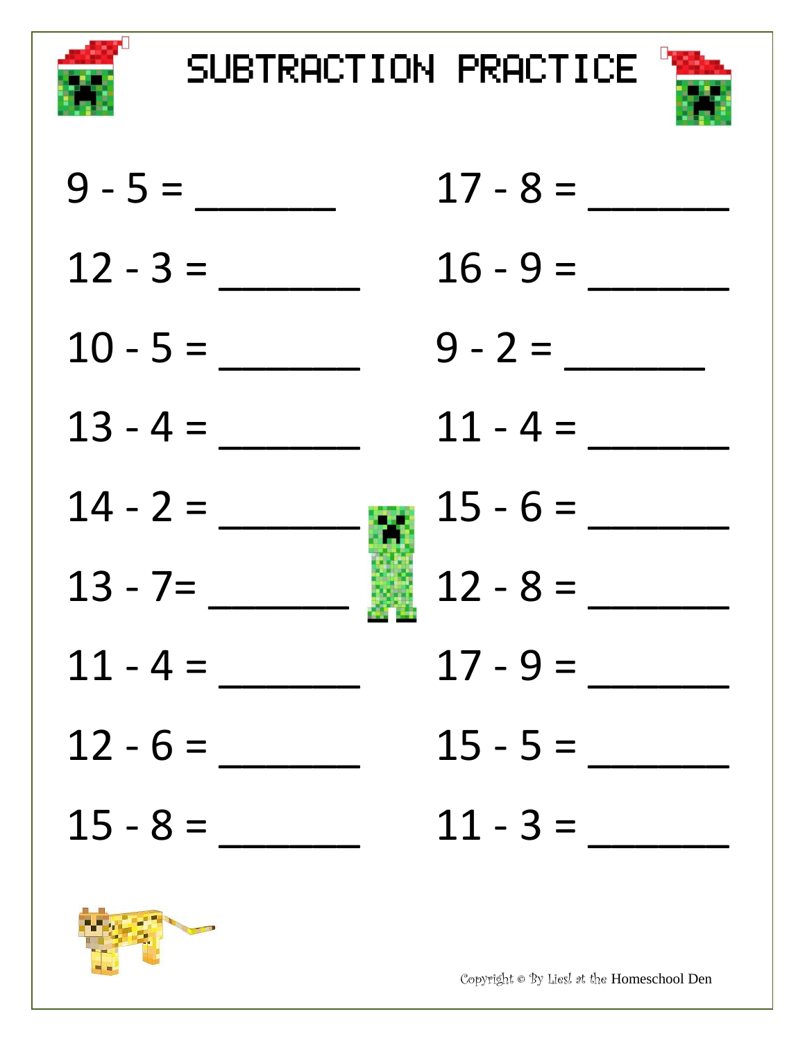# SUBTRACTION PRACTICE

9 - 5 = ______

12 - 3 = ______

10 - 5 = ______

13 - 4 = ______

14 - 2 = ______

13 - 7= ______

11 - 4 = ______

12 - 6 = ______

15 - 8 = ______

17 - 8 = ______

16 - 9 = ______

9 - 2 = ______

11 - 4 = ______

15 - 6 = ______

12 - 8 = ______

17 - 9 = ______

15 - 5 = ______

11 - 3 = ______

Copyright © By Liesl at the Homeschool Den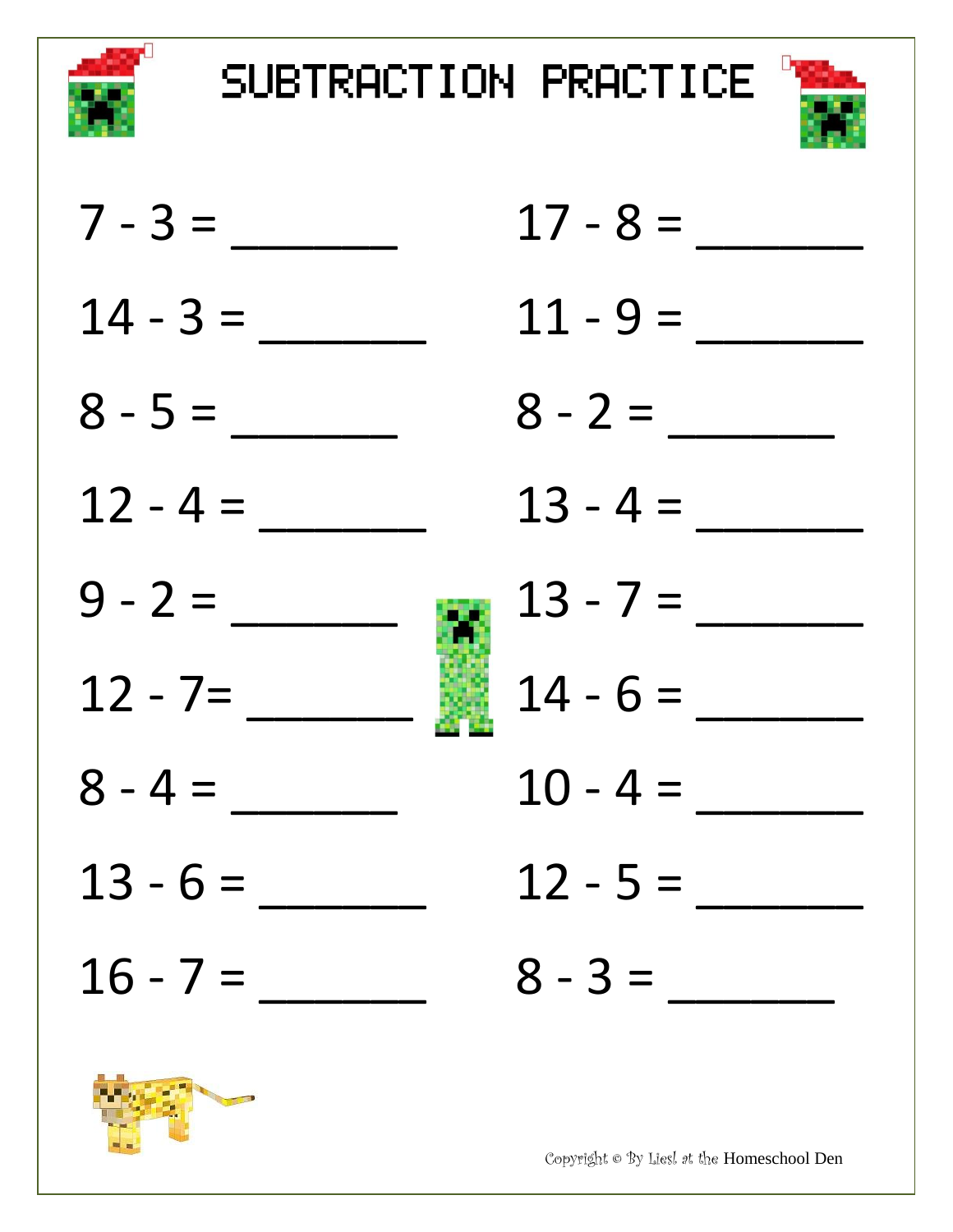# SUBTRACTION PRACTICE

$7 - 3 =$ ______

$17 - 8 =$ ______

$14 - 3 =$ ______

$11 - 9 =$ ______

$8 - 5 =$ ______

$8 - 2 =$ ______

$12 - 4 =$ ______

$13 - 4 =$ ______

$9 - 2 =$ ______

$13 - 7 =$ ______

$12 - 7=$ ______

$14 - 6 =$ ______

$8 - 4 =$ ______

$10 - 4 =$ ______

$13 - 6 =$ ______

$12 - 5 =$ ______

$16 - 7 =$ ______

$8 - 3 =$ ______

Copyright © By Liesl at the Homeschool Den